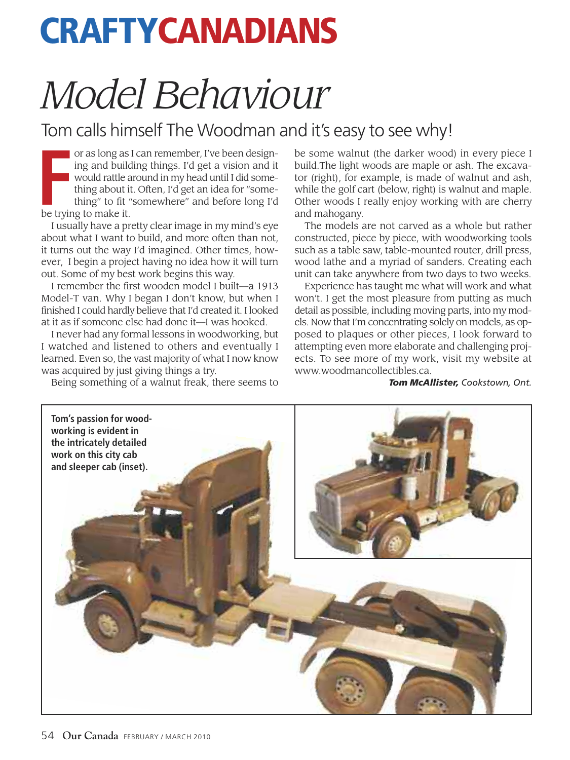# CRAFTY CANADIANS

# *Model Behaviour*

## Tom calls himself The Woodman and it's easy to see why!

For as long as I can remember, I've been designing and building things. I'd get a vision and it would rattle around in my head until I did something about it. Often, I'd get an idea for "something" to fit "somewhere" and before long I'd be trying to make it.

I usually have a pretty clear image in my mind's eye about what I want to build, and more often than not, it turns out the way I'd imagined. Other times, however, I begin a project having no idea how it will turn out. Some of my best work begins this way.

I remember the first wooden model I built—a 1913 Model-T van. Why I began I don't know, but when I finished I could hardly believe that I'd created it. I looked at it as if someone else had done it—I was hooked.

I never had any formal lessons in woodworking, but I watched and listened to others and eventually I learned. Even so, the vast majority of what I now know was acquired by just giving things a try.

Being something of a walnut freak, there seems to be some walnut (the darker wood) in every piece I build.The light woods are maple or ash. The excavator (right), for example, is made of walnut and ash, while the golf cart (below, right) is walnut and maple. Other woods I really enjoy working with are cherry and mahogany.

The models are not carved as a whole but rather constructed, piece by piece, with woodworking tools such as a table saw, table-mounted router, drill press, wood lathe and a myriad of sanders. Creating each unit can take anywhere from two days to two weeks.

Experience has taught me what will work and what won't. I get the most pleasure from putting as much detail as possible, including moving parts, into my models. Now that I'm concentrating solely on models, as opposed to plaques or other pieces, I look forward to attempting even more elaborate and challenging projects. To see more of my work, visit my website at www.woodmancollectibles.ca.

***Tom McAllister,*** *Cookstown, Ont.*

**Tom's passion for woodworking is evident in the intricately detailed work on this city cab and sleeper cab (inset).**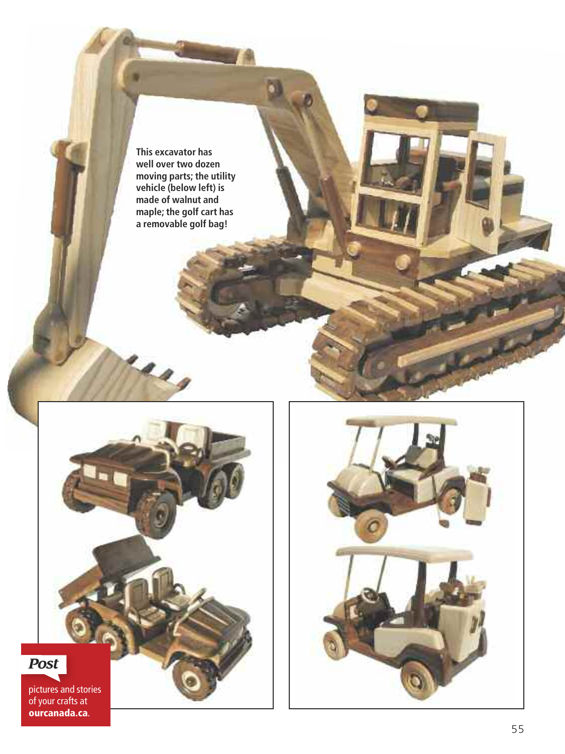This excavator has well over two dozen moving parts; the utility vehicle (below left) is made of walnut and maple; the golf cart has a removable golf bag!

***Post*** pictures and stories of your crafts at **ourcanada.ca**.